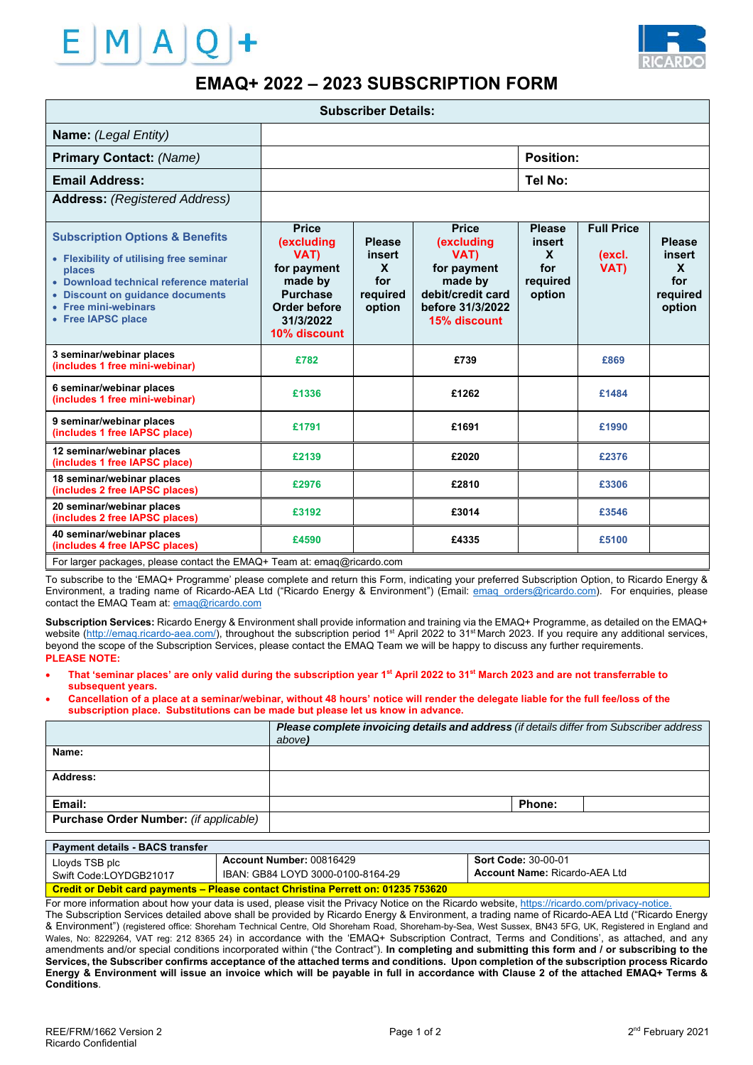# EMAQ+ 2022 – 2023 SUBSCRIPTION FORM

| **Subscriber Details:** | | | |
|---|---|---|---|
| **Name:** *(Legal Entity)* | | | |
| **Primary Contact:** *(Name)* | | **Position:** | |
| **Email Address:** | | **Tel No:** | |
| **Address:** *(Registered Address)* | | | |

| **Subscription Options & Benefits**<br>• Flexibility of utilising free seminar places<br>• Download technical reference material<br>• Discount on guidance documents<br>• Free mini-webinars<br>• Free IAPSC place | **Price (excluding VAT) for payment made by Purchase Order before 31/3/2022 10% discount** | **Please insert X for required option** | **Price (excluding VAT) for payment made by debit/credit card before 31/3/2022 15% discount** | **Please insert X for required option** | **Full Price (excl. VAT)** | **Please insert X for required option** |
|---|---|---|---|---|---|---|
| **3 seminar/webinar places (includes 1 free mini-webinar)** | £782 | | £739 | | £869 | |
| **6 seminar/webinar places (includes 1 free mini-webinar)** | £1336 | | £1262 | | £1484 | |
| **9 seminar/webinar places (includes 1 free IAPSC place)** | £1791 | | £1691 | | £1990 | |
| **12 seminar/webinar places (includes 1 free IAPSC place)** | £2139 | | £2020 | | £2376 | |
| **18 seminar/webinar places (includes 2 free IAPSC places)** | £2976 | | £2810 | | £3306 | |
| **20 seminar/webinar places (includes 2 free IAPSC places)** | £3192 | | £3014 | | £3546 | |
| **40 seminar/webinar places (includes 4 free IAPSC places)** | £4590 | | £4335 | | £5100 | |
| For larger packages, please contact the EMAQ+ Team at: emaq@ricardo.com | | | | | | |

To subscribe to the 'EMAQ+ Programme' please complete and return this Form, indicating your preferred Subscription Option, to Ricardo Energy & Environment, a trading name of Ricardo-AEA Ltd ("Ricardo Energy & Environment") (Email: emaq_orders@ricardo.com). For enquiries, please contact the EMAQ Team at: emaq@ricardo.com

**Subscription Services:** Ricardo Energy & Environment shall provide information and training via the EMAQ+ Programme, as detailed on the EMAQ+ website (http://emaq.ricardo-aea.com/), throughout the subscription period 1st April 2022 to 31st March 2023. If you require any additional services, beyond the scope of the Subscription Services, please contact the EMAQ Team we will be happy to discuss any further requirements.

**PLEASE NOTE:**

- **That 'seminar places' are only valid during the subscription year 1st April 2022 to 31st March 2023 and are not transferrable to subsequent years.**
- **Cancellation of a place at a seminar/webinar, without 48 hours' notice will render the delegate liable for the full fee/loss of the subscription place. Substitutions can be made but please let us know in advance.**

| | ***Please complete invoicing details and address*** *(if details differ from Subscriber address above)* | | |
|---|---|---|---|
| **Name:** | | | |
| **Address:** | | | |
| **Email:** | | **Phone:** | |
| **Purchase Order Number:** *(if applicable)* | | | |

| **Payment details - BACS transfer** | | |
|---|---|---|
| Lloyds TSB plc<br>Swift Code:LOYDGB21017 | **Account Number:** 00816429<br>IBAN: GB84 LOYD 3000-0100-8164-29 | **Sort Code:** 30-00-01<br>**Account Name:** Ricardo-AEA Ltd |
| **Credit or Debit card payments – Please contact Christina Perrett on: 01235 753620** | | |

For more information about how your data is used, please visit the Privacy Notice on the Ricardo website, https://ricardo.com/privacy-notice.

The Subscription Services detailed above shall be provided by Ricardo Energy & Environment, a trading name of Ricardo-AEA Ltd ("Ricardo Energy & Environment") (registered office: Shoreham Technical Centre, Old Shoreham Road, Shoreham-by-Sea, West Sussex, BN43 5FG, UK, Registered in England and Wales, No: 8229264, VAT reg: 212 8365 24) in accordance with the 'EMAQ+ Subscription Contract, Terms and Conditions', as attached, and any amendments and/or special conditions incorporated within ("the Contract"). **In completing and submitting this form and / or subscribing to the Services, the Subscriber confirms acceptance of the attached terms and conditions. Upon completion of the subscription process Ricardo Energy & Environment will issue an invoice which will be payable in full in accordance with Clause 2 of the attached EMAQ+ Terms & Conditions**.

REE/FRM/1662 Version 2
Ricardo Confidential

2nd February 2021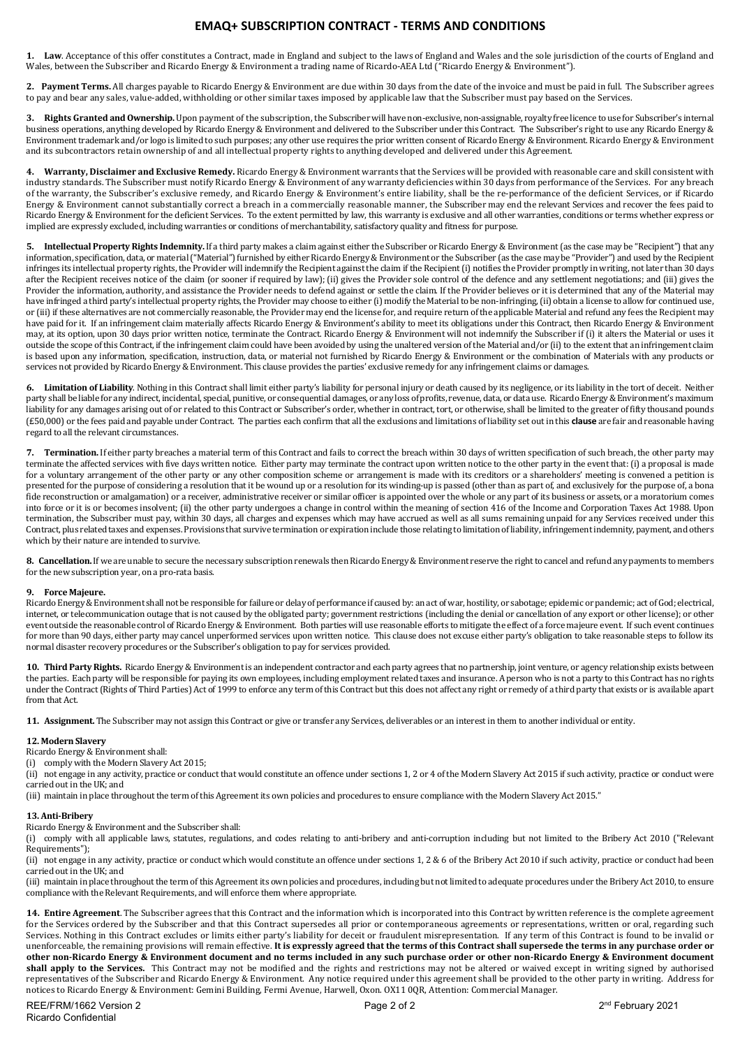# EMAQ+ SUBSCRIPTION CONTRACT - TERMS AND CONDITIONS

**1. Law**. Acceptance of this offer constitutes a Contract, made in England and subject to the laws of England and Wales and the sole jurisdiction of the courts of England and Wales, between the Subscriber and Ricardo Energy & Environment a trading name of Ricardo-AEA Ltd ("Ricardo Energy & Environment").

**2. Payment Terms.** All charges payable to Ricardo Energy & Environment are due within 30 days from the date of the invoice and must be paid in full. The Subscriber agrees to pay and bear any sales, value-added, withholding or other similar taxes imposed by applicable law that the Subscriber must pay based on the Services.

**3. Rights Granted and Ownership.** Upon payment of the subscription, the Subscriber will have non-exclusive, non-assignable, royalty free licence to use for Subscriber's internal business operations, anything developed by Ricardo Energy & Environment and delivered to the Subscriber under this Contract. The Subscriber's right to use any Ricardo Energy & Environment trademark and/or logo is limited to such purposes; any other use requires the prior written consent of Ricardo Energy & Environment. Ricardo Energy & Environment and its subcontractors retain ownership of and all intellectual property rights to anything developed and delivered under this Agreement.

**4. Warranty, Disclaimer and Exclusive Remedy.** Ricardo Energy & Environment warrants that the Services will be provided with reasonable care and skill consistent with industry standards. The Subscriber must notify Ricardo Energy & Environment of any warranty deficiencies within 30 days from performance of the Services. For any breach of the warranty, the Subscriber's exclusive remedy, and Ricardo Energy & Environment's entire liability, shall be the re-performance of the deficient Services, or if Ricardo Energy & Environment cannot substantially correct a breach in a commercially reasonable manner, the Subscriber may end the relevant Services and recover the fees paid to Ricardo Energy & Environment for the deficient Services. To the extent permitted by law, this warranty is exclusive and all other warranties, conditions or terms whether express or implied are expressly excluded, including warranties or conditions of merchantability, satisfactory quality and fitness for purpose.

**5. Intellectual Property Rights Indemnity.** If a third party makes a claim against either the Subscriber or Ricardo Energy & Environment (as the case may be "Recipient") that any information, specification, data, or material ("Material") furnished by either Ricardo Energy & Environment or the Subscriber (as the case may be "Provider") and used by the Recipient infringes its intellectual property rights, the Provider will indemnify the Recipient against the claim if the Recipient (i) notifies the Provider promptly in writing, not later than 30 days after the Recipient receives notice of the claim (or sooner if required by law); (ii) gives the Provider sole control of the defence and any settlement negotiations; and (iii) gives the Provider the information, authority, and assistance the Provider needs to defend against or settle the claim. If the Provider believes or it is determined that any of the Material may have infringed a third party's intellectual property rights, the Provider may choose to either (i) modify the Material to be non-infringing, (ii) obtain a license to allow for continued use, or (iii) if these alternatives are not commercially reasonable, the Provider may end the license for, and require return of the applicable Material and refund any fees the Recipient may have paid for it. If an infringement claim materially affects Ricardo Energy & Environment's ability to meet its obligations under this Contract, then Ricardo Energy & Environment may, at its option, upon 30 days prior written notice, terminate the Contract. Ricardo Energy & Environment will not indemnify the Subscriber if (i) it alters the Material or uses it outside the scope of this Contract, if the infringement claim could have been avoided by using the unaltered version of the Material and/or (ii) to the extent that an infringement claim is based upon any information, specification, instruction, data, or material not furnished by Ricardo Energy & Environment or the combination of Materials with any products or services not provided by Ricardo Energy & Environment. This clause provides the parties' exclusive remedy for any infringement claims or damages.

**6. Limitation of Liability**. Nothing in this Contract shall limit either party's liability for personal injury or death caused by its negligence, or its liability in the tort of deceit. Neither party shall be liable for any indirect, incidental, special, punitive, or consequential damages, or any loss of profits, revenue, data, or data use. Ricardo Energy & Environment's maximum liability for any damages arising out of or related to this Contract or Subscriber's order, whether in contract, tort, or otherwise, shall be limited to the greater of fifty thousand pounds (£50,000) or the fees paid and payable under Contract. The parties each confirm that all the exclusions and limitations of liability set out in this **clause** are fair and reasonable having regard to all the relevant circumstances.

**7. Termination.** If either party breaches a material term of this Contract and fails to correct the breach within 30 days of written specification of such breach, the other party may terminate the affected services with five days written notice. Either party may terminate the contract upon written notice to the other party in the event that: (i) a proposal is made for a voluntary arrangement of the other party or any other composition scheme or arrangement is made with its creditors or a shareholders' meeting is convened a petition is presented for the purpose of considering a resolution that it be wound up or a resolution for its winding-up is passed (other than as part of, and exclusively for the purpose of, a bona fide reconstruction or amalgamation) or a receiver, administrative receiver or similar officer is appointed over the whole or any part of its business or assets, or a moratorium comes into force or it is or becomes insolvent; (ii) the other party undergoes a change in control within the meaning of section 416 of the Income and Corporation Taxes Act 1988. Upon termination, the Subscriber must pay, within 30 days, all charges and expenses which may have accrued as well as all sums remaining unpaid for any Services received under this Contract, plus related taxes and expenses. Provisions that survive termination or expiration include those relating to limitation of liability, infringement indemnity, payment, and others which by their nature are intended to survive.

**8. Cancellation.** If we are unable to secure the necessary subscription renewals then Ricardo Energy & Environment reserve the right to cancel and refund any payments to members for the new subscription year, on a pro-rata basis.

**9. Force Majeure.**

Ricardo Energy & Environment shall not be responsible for failure or delay of performance if caused by: an act of war, hostility, or sabotage; epidemic or pandemic; act of God; electrical, internet, or telecommunication outage that is not caused by the obligated party; government restrictions (including the denial or cancellation of any export or other license); or other event outside the reasonable control of Ricardo Energy & Environment. Both parties will use reasonable efforts to mitigate the effect of a force majeure event. If such event continues for more than 90 days, either party may cancel unperformed services upon written notice. This clause does not excuse either party's obligation to take reasonable steps to follow its normal disaster recovery procedures or the Subscriber's obligation to pay for services provided.

**10. Third Party Rights.** Ricardo Energy & Environment is an independent contractor and each party agrees that no partnership, joint venture, or agency relationship exists between the parties. Each party will be responsible for paying its own employees, including employment related taxes and insurance. A person who is not a party to this Contract has no rights under the Contract (Rights of Third Parties) Act of 1999 to enforce any term of this Contract but this does not affect any right or remedy of a third party that exists or is available apart from that Act.

**11. Assignment.** The Subscriber may not assign this Contract or give or transfer any Services, deliverables or an interest in them to another individual or entity.

**12. Modern Slavery**

Ricardo Energy & Environment shall:

(i) comply with the Modern Slavery Act 2015;

(ii) not engage in any activity, practice or conduct that would constitute an offence under sections 1, 2 or 4 of the Modern Slavery Act 2015 if such activity, practice or conduct were carried out in the UK; and

(iii) maintain in place throughout the term of this Agreement its own policies and procedures to ensure compliance with the Modern Slavery Act 2015."

**13. Anti-Bribery**

Ricardo Energy & Environment and the Subscriber shall:

(i) comply with all applicable laws, statutes, regulations, and codes relating to anti-bribery and anti-corruption including but not limited to the Bribery Act 2010 ("Relevant Requirements");

(ii) not engage in any activity, practice or conduct which would constitute an offence under sections 1, 2 & 6 of the Bribery Act 2010 if such activity, practice or conduct had been carried out in the UK; and

(iii) maintain in place throughout the term of this Agreement its own policies and procedures, including but not limited to adequate procedures under the Bribery Act 2010, to ensure compliance with the Relevant Requirements, and will enforce them where appropriate.

**14. Entire Agreement**. The Subscriber agrees that this Contract and the information which is incorporated into this Contract by written reference is the complete agreement for the Services ordered by the Subscriber and that this Contract supersedes all prior or contemporaneous agreements or representations, written or oral, regarding such Services. Nothing in this Contract excludes or limits either party's liability for deceit or fraudulent misrepresentation. If any term of this Contract is found to be invalid or unenforceable, the remaining provisions will remain effective. **It is expressly agreed that the terms of this Contract shall supersede the terms in any purchase order or other non-Ricardo Energy & Environment document and no terms included in any such purchase order or other non-Ricardo Energy & Environment document shall apply to the Services.** This Contract may not be modified and the rights and restrictions may not be altered or waived except in writing signed by authorised representatives of the Subscriber and Ricardo Energy & Environment. Any notice required under this agreement shall be provided to the other party in writing. Address for notices to Ricardo Energy & Environment: Gemini Building, Fermi Avenue, Harwell, Oxon. OX11 0QR, Attention: Commercial Manager.

REE/FRM/1662 Version 2 — 2nd February 2021

Ricardo Confidential